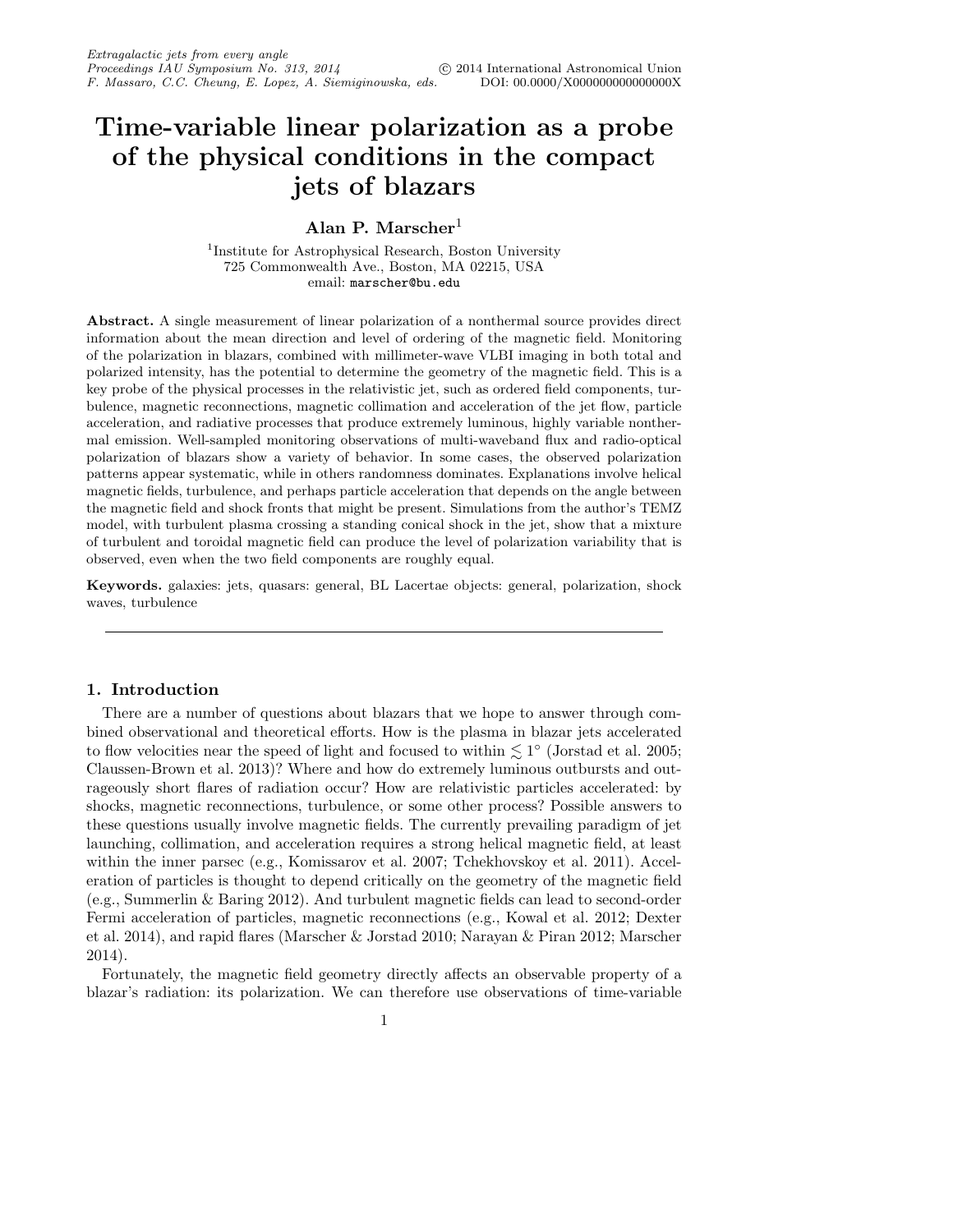# Time-variable linear polarization as a probe of the physical conditions in the compact jets of blazars

**Alan P. Marscher**[1]

[1]Institute for Astrophysical Research, Boston University
725 Commonwealth Ave., Boston, MA 02215, USA
email: marscher@bu.edu

**Abstract.** A single measurement of linear polarization of a nonthermal source provides direct information about the mean direction and level of ordering of the magnetic field. Monitoring of the polarization in blazars, combined with millimeter-wave VLBI imaging in both total and polarized intensity, has the potential to determine the geometry of the magnetic field. This is a key probe of the physical processes in the relativistic jet, such as ordered field components, turbulence, magnetic reconnections, magnetic collimation and acceleration of the jet flow, particle acceleration, and radiative processes that produce extremely luminous, highly variable nonthermal emission. Well-sampled monitoring observations of multi-waveband flux and radio-optical polarization of blazars show a variety of behavior. In some cases, the observed polarization patterns appear systematic, while in others randomness dominates. Explanations involve helical magnetic fields, turbulence, and perhaps particle acceleration that depends on the angle between the magnetic field and shock fronts that might be present. Simulations from the author's TEMZ model, with turbulent plasma crossing a standing conical shock in the jet, show that a mixture of turbulent and toroidal magnetic field can produce the level of polarization variability that is observed, even when the two field components are roughly equal.

**Keywords.** galaxies: jets, quasars: general, BL Lacertae objects: general, polarization, shock waves, turbulence

## 1. Introduction

There are a number of questions about blazars that we hope to answer through combined observational and theoretical efforts. How is the plasma in blazar jets accelerated to flow velocities near the speed of light and focused to within $\lesssim 1^\circ$ (Jorstad et al. 2005; Claussen-Brown et al. 2013)? Where and how do extremely luminous outbursts and outrageously short flares of radiation occur? How are relativistic particles accelerated: by shocks, magnetic reconnections, turbulence, or some other process? Possible answers to these questions usually involve magnetic fields. The currently prevailing paradigm of jet launching, collimation, and acceleration requires a strong helical magnetic field, at least within the inner parsec (e.g., Komissarov et al. 2007; Tchekhovskoy et al. 2011). Acceleration of particles is thought to depend critically on the geometry of the magnetic field (e.g., Summerlin & Baring 2012). And turbulent magnetic fields can lead to second-order Fermi acceleration of particles, magnetic reconnections (e.g., Kowal et al. 2012; Dexter et al. 2014), and rapid flares (Marscher & Jorstad 2010; Narayan & Piran 2012; Marscher 2014).

Fortunately, the magnetic field geometry directly affects an observable property of a blazar's radiation: its polarization. We can therefore use observations of time-variable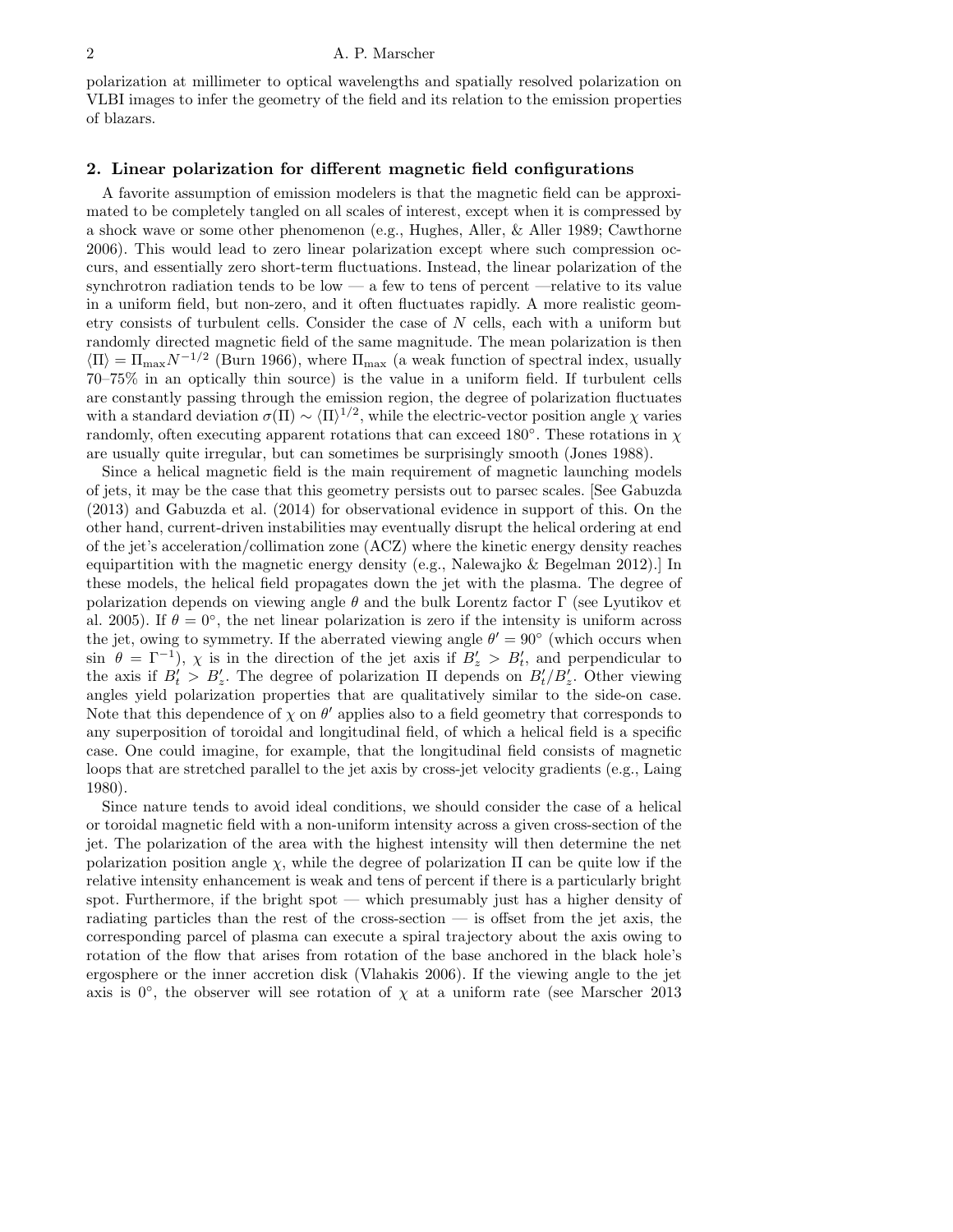polarization at millimeter to optical wavelengths and spatially resolved polarization on VLBI images to infer the geometry of the field and its relation to the emission properties of blazars.

## 2. Linear polarization for different magnetic field configurations

A favorite assumption of emission modelers is that the magnetic field can be approximated to be completely tangled on all scales of interest, except when it is compressed by a shock wave or some other phenomenon (e.g., Hughes, Aller, & Aller 1989; Cawthorne 2006). This would lead to zero linear polarization except where such compression occurs, and essentially zero short-term fluctuations. Instead, the linear polarization of the synchrotron radiation tends to be low — a few to tens of percent —relative to its value in a uniform field, but non-zero, and it often fluctuates rapidly. A more realistic geometry consists of turbulent cells. Consider the case of $N$ cells, each with a uniform but randomly directed magnetic field of the same magnitude. The mean polarization is then $\langle\Pi\rangle = \Pi_{\rm max} N^{-1/2}$ (Burn 1966), where $\Pi_{\rm max}$ (a weak function of spectral index, usually 70–75% in an optically thin source) is the value in a uniform field. If turbulent cells are constantly passing through the emission region, the degree of polarization fluctuates with a standard deviation $\sigma(\Pi) \sim \langle\Pi\rangle^{1/2}$, while the electric-vector position angle $\chi$ varies randomly, often executing apparent rotations that can exceed 180°. These rotations in $\chi$ are usually quite irregular, but can sometimes be surprisingly smooth (Jones 1988).

Since a helical magnetic field is the main requirement of magnetic launching models of jets, it may be the case that this geometry persists out to parsec scales. [See Gabuzda (2013) and Gabuzda et al. (2014) for observational evidence in support of this. On the other hand, current-driven instabilities may eventually disrupt the helical ordering at end of the jet's acceleration/collimation zone (ACZ) where the kinetic energy density reaches equipartition with the magnetic energy density (e.g., Nalewajko & Begelman 2012).] In these models, the helical field propagates down the jet with the plasma. The degree of polarization depends on viewing angle $\theta$ and the bulk Lorentz factor $\Gamma$ (see Lyutikov et al. 2005). If $\theta = 0°$, the net linear polarization is zero if the intensity is uniform across the jet, owing to symmetry. If the aberrated viewing angle $\theta' = 90°$ (which occurs when $\sin\,\theta = \Gamma^{-1}$), $\chi$ is in the direction of the jet axis if $B'_z > B'_t$, and perpendicular to the axis if $B'_t > B'_z$. The degree of polarization $\Pi$ depends on $B'_t/B'_z$. Other viewing angles yield polarization properties that are qualitatively similar to the side-on case. Note that this dependence of $\chi$ on $\theta'$ applies also to a field geometry that corresponds to any superposition of toroidal and longitudinal field, of which a helical field is a specific case. One could imagine, for example, that the longitudinal field consists of magnetic loops that are stretched parallel to the jet axis by cross-jet velocity gradients (e.g., Laing 1980).

Since nature tends to avoid ideal conditions, we should consider the case of a helical or toroidal magnetic field with a non-uniform intensity across a given cross-section of the jet. The polarization of the area with the highest intensity will then determine the net polarization position angle $\chi$, while the degree of polarization $\Pi$ can be quite low if the relative intensity enhancement is weak and tens of percent if there is a particularly bright spot. Furthermore, if the bright spot — which presumably just has a higher density of radiating particles than the rest of the cross-section — is offset from the jet axis, the corresponding parcel of plasma can execute a spiral trajectory about the axis owing to rotation of the flow that arises from rotation of the base anchored in the black hole's ergosphere or the inner accretion disk (Vlahakis 2006). If the viewing angle to the jet axis is 0°, the observer will see rotation of $\chi$ at a uniform rate (see Marscher 2013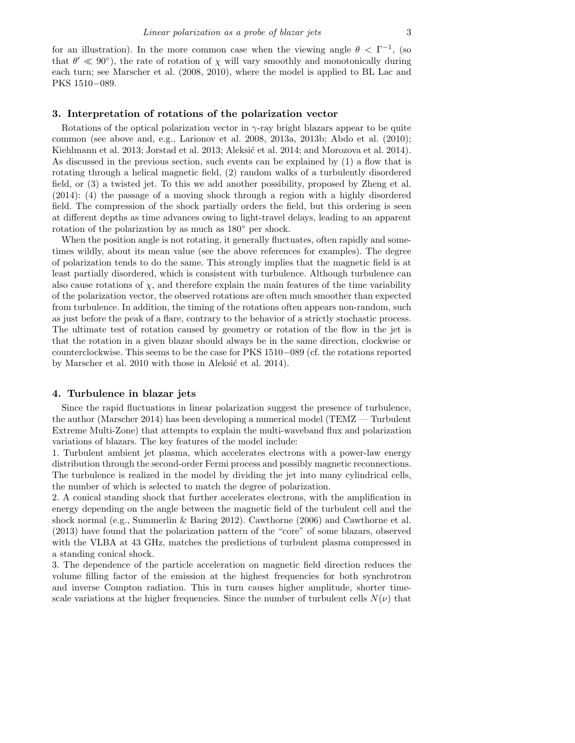for an illustration). In the more common case when the viewing angle $\theta < \Gamma^{-1}$, (so that $\theta' \ll 90^\circ$), the rate of rotation of $\chi$ will vary smoothly and monotonically during each turn; see Marscher et al. (2008, 2010), where the model is applied to BL Lac and PKS 1510−089.

## 3. Interpretation of rotations of the polarization vector

Rotations of the optical polarization vector in $\gamma$-ray bright blazars appear to be quite common (see above and, e.g., Larionov et al. 2008, 2013a, 2013b; Abdo et al. (2010); Kiehlmann et al. 2013; Jorstad et al. 2013; Aleksić et al. 2014; and Morozova et al. 2014). As discussed in the previous section, such events can be explained by (1) a flow that is rotating through a helical magnetic field, (2) random walks of a turbulently disordered field, or (3) a twisted jet. To this we add another possibility, proposed by Zheng et al. (2014): (4) the passage of a moving shock through a region with a highly disordered field. The compression of the shock partially orders the field, but this ordering is seen at different depths as time advances owing to light-travel delays, leading to an apparent rotation of the polarization by as much as $180^\circ$ per shock.

When the position angle is not rotating, it generally fluctuates, often rapidly and sometimes wildly, about its mean value (see the above references for examples). The degree of polarization tends to do the same. This strongly implies that the magnetic field is at least partially disordered, which is consistent with turbulence. Although turbulence can also cause rotations of $\chi$, and therefore explain the main features of the time variability of the polarization vector, the observed rotations are often much smoother than expected from turbulence. In addition, the timing of the rotations often appears non-random, such as just before the peak of a flare, contrary to the behavior of a strictly stochastic process. The ultimate test of rotation caused by geometry or rotation of the flow in the jet is that the rotation in a given blazar should always be in the same direction, clockwise or counterclockwise. This seems to be the case for PKS 1510−089 (cf. the rotations reported by Marscher et al. 2010 with those in Aleksić et al. 2014).

## 4. Turbulence in blazar jets

Since the rapid fluctuations in linear polarization suggest the presence of turbulence, the author (Marscher 2014) has been developing a numerical model (TEMZ — Turbulent Extreme Multi-Zone) that attempts to explain the multi-waveband flux and polarization variations of blazars. The key features of the model include:

1. Turbulent ambient jet plasma, which accelerates electrons with a power-law energy distribution through the second-order Fermi process and possibly magnetic reconnections. The turbulence is realized in the model by dividing the jet into many cylindrical cells, the number of which is selected to match the degree of polarization.
2. A conical standing shock that further accelerates electrons, with the amplification in energy depending on the angle between the magnetic field of the turbulent cell and the shock normal (e.g., Summerlin & Baring 2012). Cawthorne (2006) and Cawthorne et al. (2013) have found that the polarization pattern of the "core" of some blazars, observed with the VLBA at 43 GHz, matches the predictions of turbulent plasma compressed in a standing conical shock.
3. The dependence of the particle acceleration on magnetic field direction reduces the volume filling factor of the emission at the highest frequencies for both synchrotron and inverse Compton radiation. This in turn causes higher amplitude, shorter timescale variations at the higher frequencies. Since the number of turbulent cells $N(\nu)$ that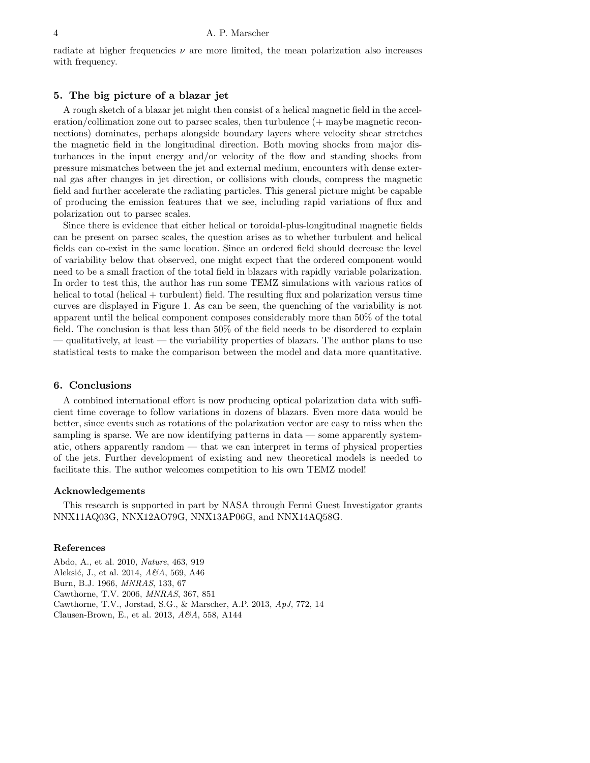radiate at higher frequencies $\nu$ are more limited, the mean polarization also increases with frequency.

## 5. The big picture of a blazar jet

A rough sketch of a blazar jet might then consist of a helical magnetic field in the acceleration/collimation zone out to parsec scales, then turbulence (+ maybe magnetic reconnections) dominates, perhaps alongside boundary layers where velocity shear stretches the magnetic field in the longitudinal direction. Both moving shocks from major disturbances in the input energy and/or velocity of the flow and standing shocks from pressure mismatches between the jet and external medium, encounters with dense external gas after changes in jet direction, or collisions with clouds, compress the magnetic field and further accelerate the radiating particles. This general picture might be capable of producing the emission features that we see, including rapid variations of flux and polarization out to parsec scales.

Since there is evidence that either helical or toroidal-plus-longitudinal magnetic fields can be present on parsec scales, the question arises as to whether turbulent and helical fields can co-exist in the same location. Since an ordered field should decrease the level of variability below that observed, one might expect that the ordered component would need to be a small fraction of the total field in blazars with rapidly variable polarization. In order to test this, the author has run some TEMZ simulations with various ratios of helical to total (helical + turbulent) field. The resulting flux and polarization versus time curves are displayed in Figure 1. As can be seen, the quenching of the variability is not apparent until the helical component composes considerably more than 50% of the total field. The conclusion is that less than 50% of the field needs to be disordered to explain — qualitatively, at least — the variability properties of blazars. The author plans to use statistical tests to make the comparison between the model and data more quantitative.

## 6. Conclusions

A combined international effort is now producing optical polarization data with sufficient time coverage to follow variations in dozens of blazars. Even more data would be better, since events such as rotations of the polarization vector are easy to miss when the sampling is sparse. We are now identifying patterns in data — some apparently systematic, others apparently random — that we can interpret in terms of physical properties of the jets. Further development of existing and new theoretical models is needed to facilitate this. The author welcomes competition to his own TEMZ model!

### Acknowledgements

This research is supported in part by NASA through Fermi Guest Investigator grants NNX11AQ03G, NNX12AO79G, NNX13AP06G, and NNX14AQ58G.

### References

Abdo, A., et al. 2010, *Nature*, 463, 919
Aleksić, J., et al. 2014, *A&A*, 569, A46
Burn, B.J. 1966, *MNRAS*, 133, 67
Cawthorne, T.V. 2006, *MNRAS*, 367, 851
Cawthorne, T.V., Jorstad, S.G., & Marscher, A.P. 2013, *ApJ*, 772, 14
Clausen-Brown, E., et al. 2013, *A&A*, 558, A144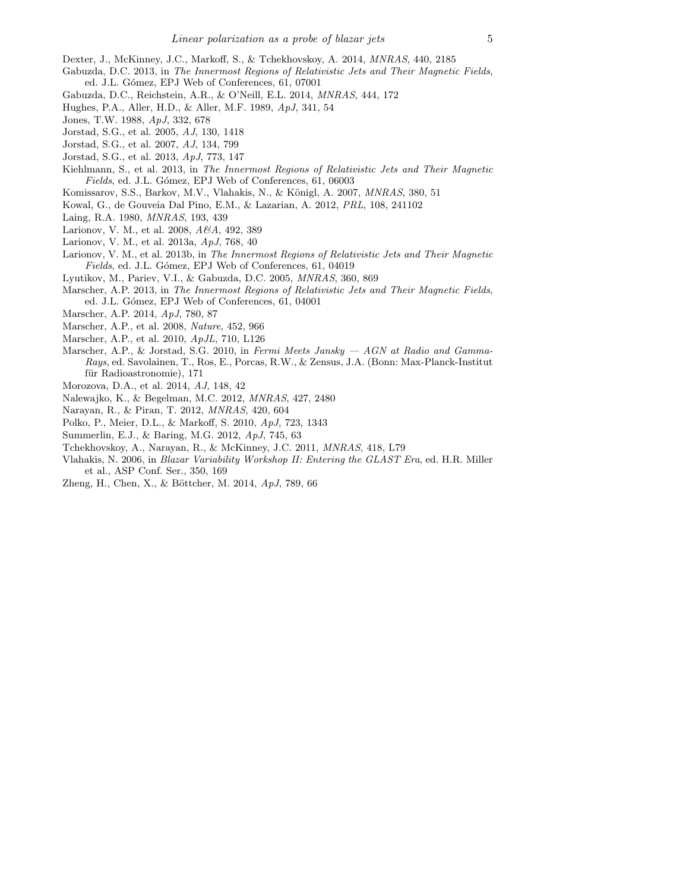Dexter, J., McKinney, J.C., Markoff, S., & Tchekhovskoy, A. 2014, *MNRAS*, 440, 2185

Gabuzda, D.C. 2013, in *The Innermost Regions of Relativistic Jets and Their Magnetic Fields*, ed. J.L. Gómez, EPJ Web of Conferences, 61, 07001

Gabuzda, D.C., Reichstein, A.R., & O'Neill, E.L. 2014, *MNRAS*, 444, 172

Hughes, P.A., Aller, H.D., & Aller, M.F. 1989, *ApJ*, 341, 54

Jones, T.W. 1988, *ApJ*, 332, 678

Jorstad, S.G., et al. 2005, *AJ*, 130, 1418

Jorstad, S.G., et al. 2007, *AJ*, 134, 799

Jorstad, S.G., et al. 2013, *ApJ*, 773, 147

Kiehlmann, S., et al. 2013, in *The Innermost Regions of Relativistic Jets and Their Magnetic Fields*, ed. J.L. Gómez, EPJ Web of Conferences, 61, 06003

Komissarov, S.S., Barkov, M.V., Vlahakis, N., & Königl, A. 2007, *MNRAS*, 380, 51

Kowal, G., de Gouveia Dal Pino, E.M., & Lazarian, A. 2012, *PRL*, 108, 241102

Laing, R.A. 1980, *MNRAS*, 193, 439

Larionov, V. M., et al. 2008, *A&A*, 492, 389

Larionov, V. M., et al. 2013a, *ApJ*, 768, 40

Larionov, V. M., et al. 2013b, in *The Innermost Regions of Relativistic Jets and Their Magnetic Fields*, ed. J.L. Gómez, EPJ Web of Conferences, 61, 04019

Lyutikov, M., Pariev, V.I., & Gabuzda, D.C. 2005, *MNRAS*, 360, 869

Marscher, A.P. 2013, in *The Innermost Regions of Relativistic Jets and Their Magnetic Fields*, ed. J.L. Gómez, EPJ Web of Conferences, 61, 04001

Marscher, A.P. 2014, *ApJ*, 780, 87

Marscher, A.P., et al. 2008, *Nature*, 452, 966

Marscher, A.P., et al. 2010, *ApJL*, 710, L126

Marscher, A.P., & Jorstad, S.G. 2010, in *Fermi Meets Jansky — AGN at Radio and Gamma-Rays*, ed. Savolainen, T., Ros, E., Porcas, R.W., & Zensus, J.A. (Bonn: Max-Planck-Institut für Radioastronomie), 171

Morozova, D.A., et al. 2014, *AJ*, 148, 42

Nalewajko, K., & Begelman, M.C. 2012, *MNRAS*, 427, 2480

Narayan, R., & Piran, T. 2012, *MNRAS*, 420, 604

Polko, P., Meier, D.L., & Markoff, S. 2010, *ApJ*, 723, 1343

Summerlin, E.J., & Baring, M.G. 2012, *ApJ*, 745, 63

Tchekhovskoy, A., Narayan, R., & McKinney, J.C. 2011, *MNRAS*, 418, L79

Vlahakis, N. 2006, in *Blazar Variability Workshop II: Entering the GLAST Era*, ed. H.R. Miller et al., ASP Conf. Ser., 350, 169

Zheng, H., Chen, X., & Böttcher, M. 2014, *ApJ*, 789, 66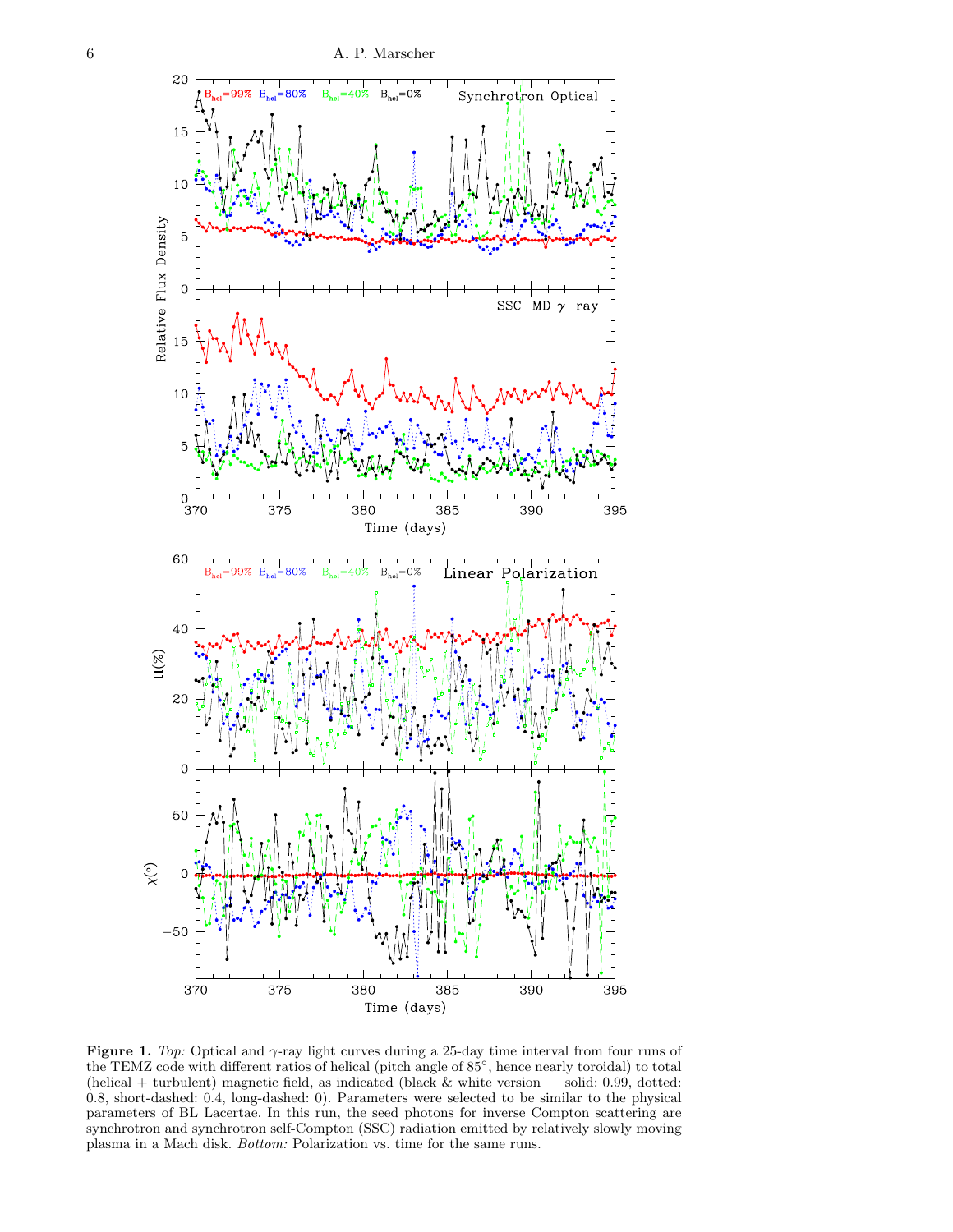$B_{hel}$=99% $B_{hel}$=80% $B_{hel}$=40% $B_{hel}$=0%

Synchrotron Optical

SSC−MD γ-ray

Relative Flux Density

Time (days)

Linear Polarization

Π(%)

χ(°)

Time (days)

**Figure 1.** *Top:* Optical and γ-ray light curves during a 25-day time interval from four runs of the TEMZ code with different ratios of helical (pitch angle of 85°, hence nearly toroidal) to total (helical + turbulent) magnetic field, as indicated (black & white version — solid: 0.99, dotted: 0.8, short-dashed: 0.4, long-dashed: 0). Parameters were selected to be similar to the physical parameters of BL Lacertae. In this run, the seed photons for inverse Compton scattering are synchrotron and synchrotron self-Compton (SSC) radiation emitted by relatively slowly moving plasma in a Mach disk. *Bottom:* Polarization vs. time for the same runs.